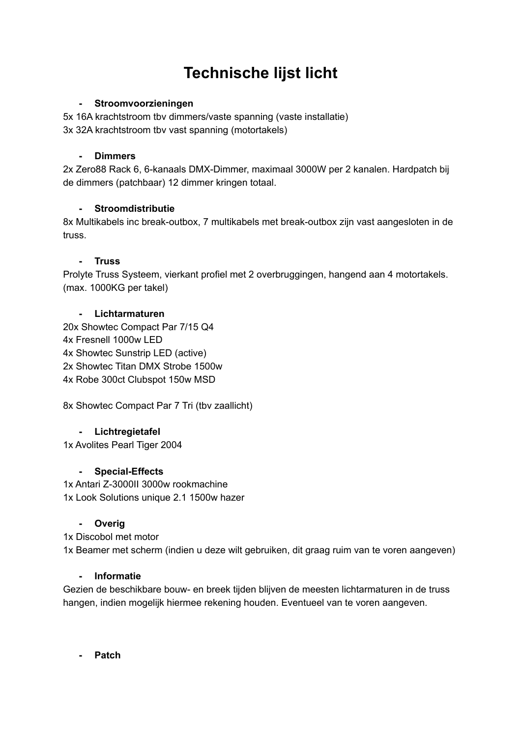# Technische lijst licht

- **Stroomvoorzieningen**

5x 16A krachtstroom tbv dimmers/vaste spanning (vaste installatie)
3x 32A krachtstroom tbv vast spanning (motortakels)

- **Dimmers**

2x Zero88 Rack 6, 6-kanaals DMX-Dimmer, maximaal 3000W per 2 kanalen. Hardpatch bij de dimmers (patchbaar) 12 dimmer kringen totaal.

- **Stroomdistributie**

8x Multikabels inc break-outbox, 7 multikabels met break-outbox zijn vast aangesloten in de truss.

- **Truss**

Prolyte Truss Systeem, vierkant profiel met 2 overbruggingen, hangend aan 4 motortakels. (max. 1000KG per takel)

- **Lichtarmaturen**

20x Showtec Compact Par 7/15 Q4
4x Fresnell 1000w LED
4x Showtec Sunstrip LED (active)
2x Showtec Titan DMX Strobe 1500w
4x Robe 300ct Clubspot 150w MSD

8x Showtec Compact Par 7 Tri (tbv zaallicht)

- **Lichtregietafel**

1x Avolites Pearl Tiger 2004

- **Special-Effects**

1x Antari Z-3000II 3000w rookmachine
1x Look Solutions unique 2.1 1500w hazer

- **Overig**

1x Discobol met motor
1x Beamer met scherm (indien u deze wilt gebruiken, dit graag ruim van te voren aangeven)

- **Informatie**

Gezien de beschikbare bouw- en breek tijden blijven de meesten lichtarmaturen in de truss hangen, indien mogelijk hiermee rekening houden. Eventueel van te voren aangeven.

- **Patch**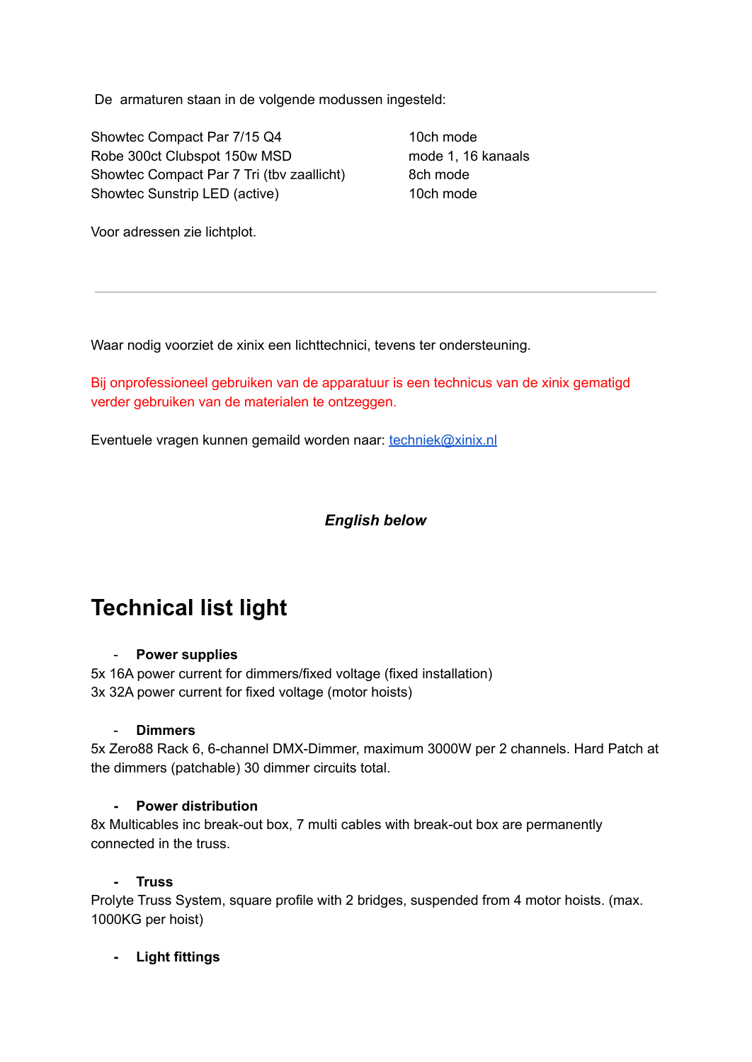De armaturen staan in de volgende modussen ingesteld:

| | |
|---|---|
| Showtec Compact Par 7/15 Q4 | 10ch mode |
| Robe 300ct Clubspot 150w MSD | mode 1, 16 kanaals |
| Showtec Compact Par 7 Tri (tbv zaallicht) | 8ch mode |
| Showtec Sunstrip LED (active) | 10ch mode |

Voor adressen zie lichtplot.

---

Waar nodig voorziet de xinix een lichttechnici, tevens ter ondersteuning.

Bij onprofessioneel gebruiken van de apparatuur is een technicus van de xinix gematigd verder gebruiken van de materialen te ontzeggen.

Eventuele vragen kunnen gemaild worden naar: techniek@xinix.nl

***English below***

# Technical list light

- **Power supplies**

5x 16A power current for dimmers/fixed voltage (fixed installation)
3x 32A power current for fixed voltage (motor hoists)

- **Dimmers**

5x Zero88 Rack 6, 6-channel DMX-Dimmer, maximum 3000W per 2 channels. Hard Patch at the dimmers (patchable) 30 dimmer circuits total.

- **Power distribution**

8x Multicables inc break-out box, 7 multi cables with break-out box are permanently connected in the truss.

- **Truss**

Prolyte Truss System, square profile with 2 bridges, suspended from 4 motor hoists. (max. 1000KG per hoist)

- **Light fittings**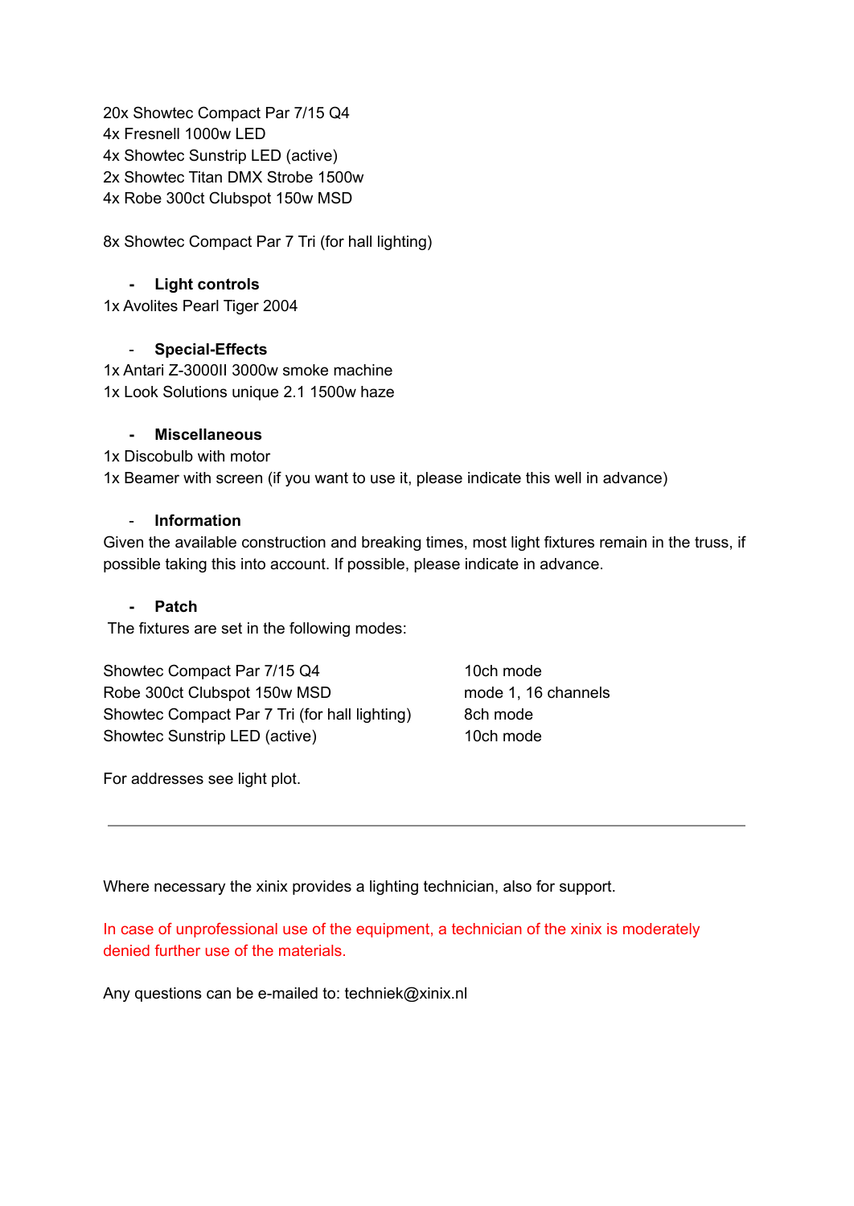20x Showtec Compact Par 7/15 Q4
4x Fresnell 1000w LED
4x Showtec Sunstrip LED (active)
2x Showtec Titan DMX Strobe 1500w
4x Robe 300ct Clubspot 150w MSD

8x Showtec Compact Par 7 Tri (for hall lighting)

- **Light controls**

1x Avolites Pearl Tiger 2004

- **Special-Effects**

1x Antari Z-3000II 3000w smoke machine
1x Look Solutions unique 2.1 1500w haze

- **Miscellaneous**

1x Discobulb with motor
1x Beamer with screen (if you want to use it, please indicate this well in advance)

- **Information**

Given the available construction and breaking times, most light fixtures remain in the truss, if possible taking this into account. If possible, please indicate in advance.

- **Patch**

The fixtures are set in the following modes:

| | |
|---|---|
| Showtec Compact Par 7/15 Q4 | 10ch mode |
| Robe 300ct Clubspot 150w MSD | mode 1, 16 channels |
| Showtec Compact Par 7 Tri (for hall lighting) | 8ch mode |
| Showtec Sunstrip LED (active) | 10ch mode |

For addresses see light plot.

---

Where necessary the xinix provides a lighting technician, also for support.

In case of unprofessional use of the equipment, a technician of the xinix is moderately denied further use of the materials.

Any questions can be e-mailed to: techniek@xinix.nl